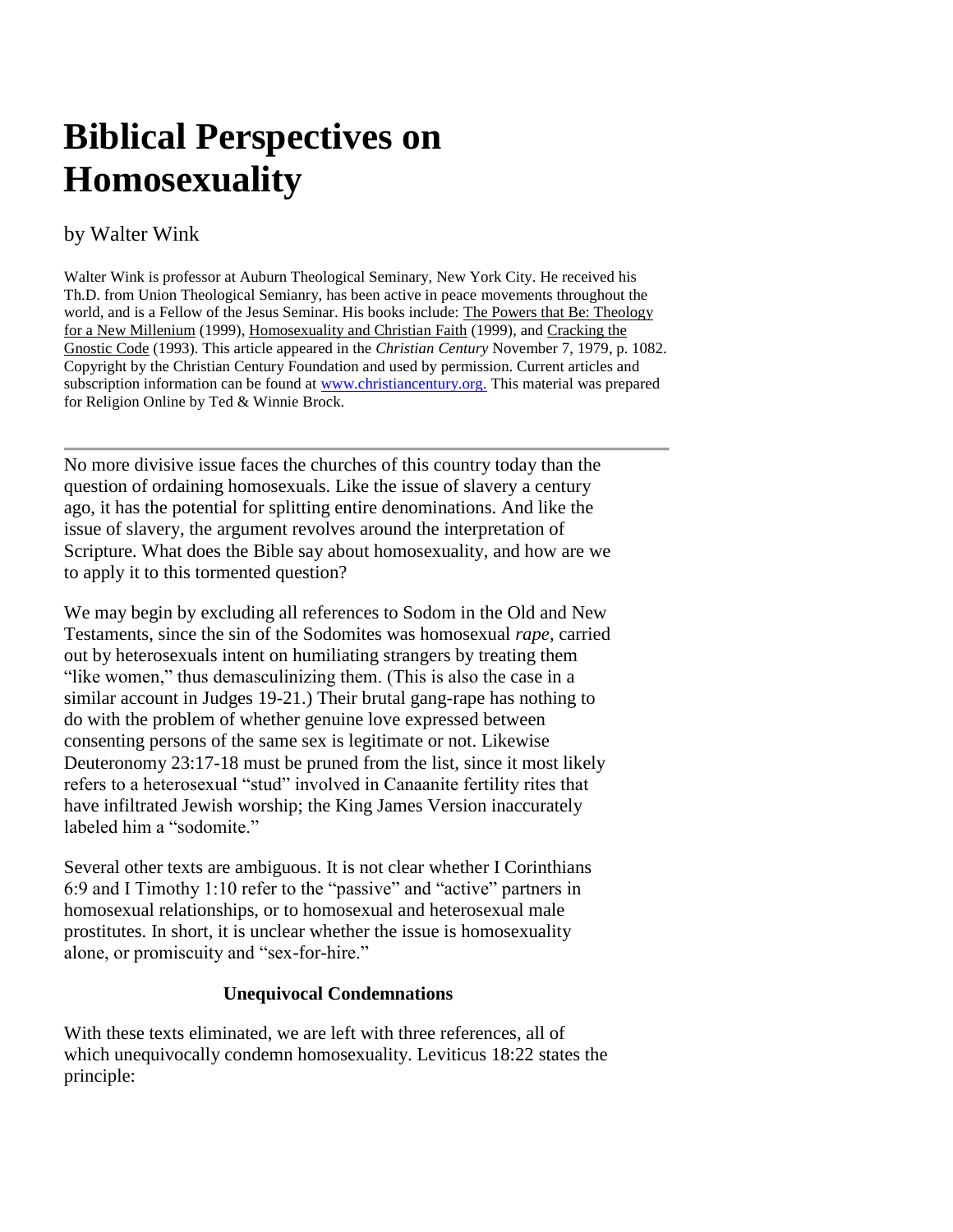# Biblical Perspectives on Homosexuality

by Walter Wink

Walter Wink is professor at Auburn Theological Seminary, New York City. He received his Th.D. from Union Theological Semianry, has been active in peace movements throughout the world, and is a Fellow of the Jesus Seminar. His books include: The Powers that Be: Theology for a New Millenium (1999), Homosexuality and Christian Faith (1999), and Cracking the Gnostic Code (1993). This article appeared in the *Christian Century* November 7, 1979, p. 1082. Copyright by the Christian Century Foundation and used by permission. Current articles and subscription information can be found at www.christiancentury.org. This material was prepared for Religion Online by Ted & Winnie Brock.

---

No more divisive issue faces the churches of this country today than the question of ordaining homosexuals. Like the issue of slavery a century ago, it has the potential for splitting entire denominations. And like the issue of slavery, the argument revolves around the interpretation of Scripture. What does the Bible say about homosexuality, and how are we to apply it to this tormented question?

We may begin by excluding all references to Sodom in the Old and New Testaments, since the sin of the Sodomites was homosexual *rape*, carried out by heterosexuals intent on humiliating strangers by treating them "like women," thus demasculinizing them. (This is also the case in a similar account in Judges 19-21.) Their brutal gang-rape has nothing to do with the problem of whether genuine love expressed between consenting persons of the same sex is legitimate or not. Likewise Deuteronomy 23:17-18 must be pruned from the list, since it most likely refers to a heterosexual "stud" involved in Canaanite fertility rites that have infiltrated Jewish worship; the King James Version inaccurately labeled him a "sodomite."

Several other texts are ambiguous. It is not clear whether I Corinthians 6:9 and I Timothy 1:10 refer to the "passive" and "active" partners in homosexual relationships, or to homosexual and heterosexual male prostitutes. In short, it is unclear whether the issue is homosexuality alone, or promiscuity and "sex-for-hire."

**Unequivocal Condemnations**

With these texts eliminated, we are left with three references, all of which unequivocally condemn homosexuality. Leviticus 18:22 states the principle: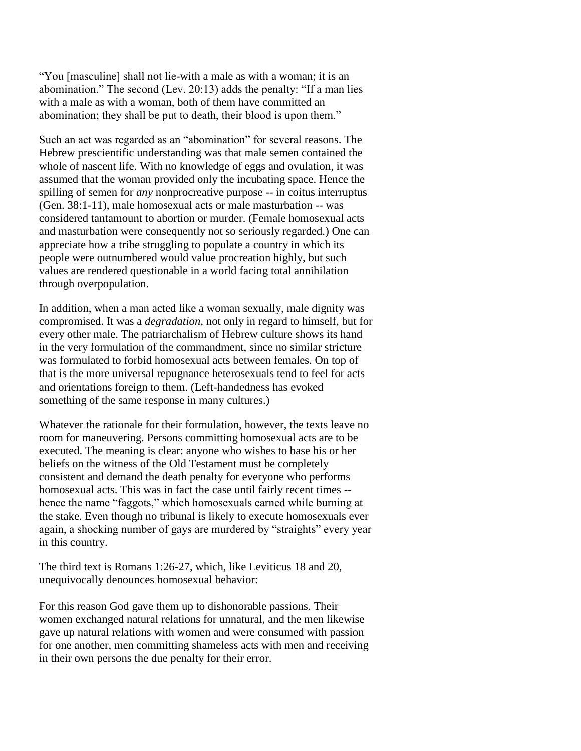"You [masculine] shall not lie-with a male as with a woman; it is an abomination." The second (Lev. 20:13) adds the penalty: "If a man lies with a male as with a woman, both of them have committed an abomination; they shall be put to death, their blood is upon them."

Such an act was regarded as an "abomination" for several reasons. The Hebrew prescientific understanding was that male semen contained the whole of nascent life. With no knowledge of eggs and ovulation, it was assumed that the woman provided only the incubating space. Hence the spilling of semen for *any* nonprocreative purpose -- in coitus interruptus (Gen. 38:1-11), male homosexual acts or male masturbation -- was considered tantamount to abortion or murder. (Female homosexual acts and masturbation were consequently not so seriously regarded.) One can appreciate how a tribe struggling to populate a country in which its people were outnumbered would value procreation highly, but such values are rendered questionable in a world facing total annihilation through overpopulation.

In addition, when a man acted like a woman sexually, male dignity was compromised. It was a *degradation*, not only in regard to himself, but for every other male. The patriarchalism of Hebrew culture shows its hand in the very formulation of the commandment, since no similar stricture was formulated to forbid homosexual acts between females. On top of that is the more universal repugnance heterosexuals tend to feel for acts and orientations foreign to them. (Left-handedness has evoked something of the same response in many cultures.)

Whatever the rationale for their formulation, however, the texts leave no room for maneuvering. Persons committing homosexual acts are to be executed. The meaning is clear: anyone who wishes to base his or her beliefs on the witness of the Old Testament must be completely consistent and demand the death penalty for everyone who performs homosexual acts. This was in fact the case until fairly recent times -- hence the name "faggots," which homosexuals earned while burning at the stake. Even though no tribunal is likely to execute homosexuals ever again, a shocking number of gays are murdered by "straights" every year in this country.

The third text is Romans 1:26-27, which, like Leviticus 18 and 20, unequivocally denounces homosexual behavior:

For this reason God gave them up to dishonorable passions. Their women exchanged natural relations for unnatural, and the men likewise gave up natural relations with women and were consumed with passion for one another, men committing shameless acts with men and receiving in their own persons the due penalty for their error.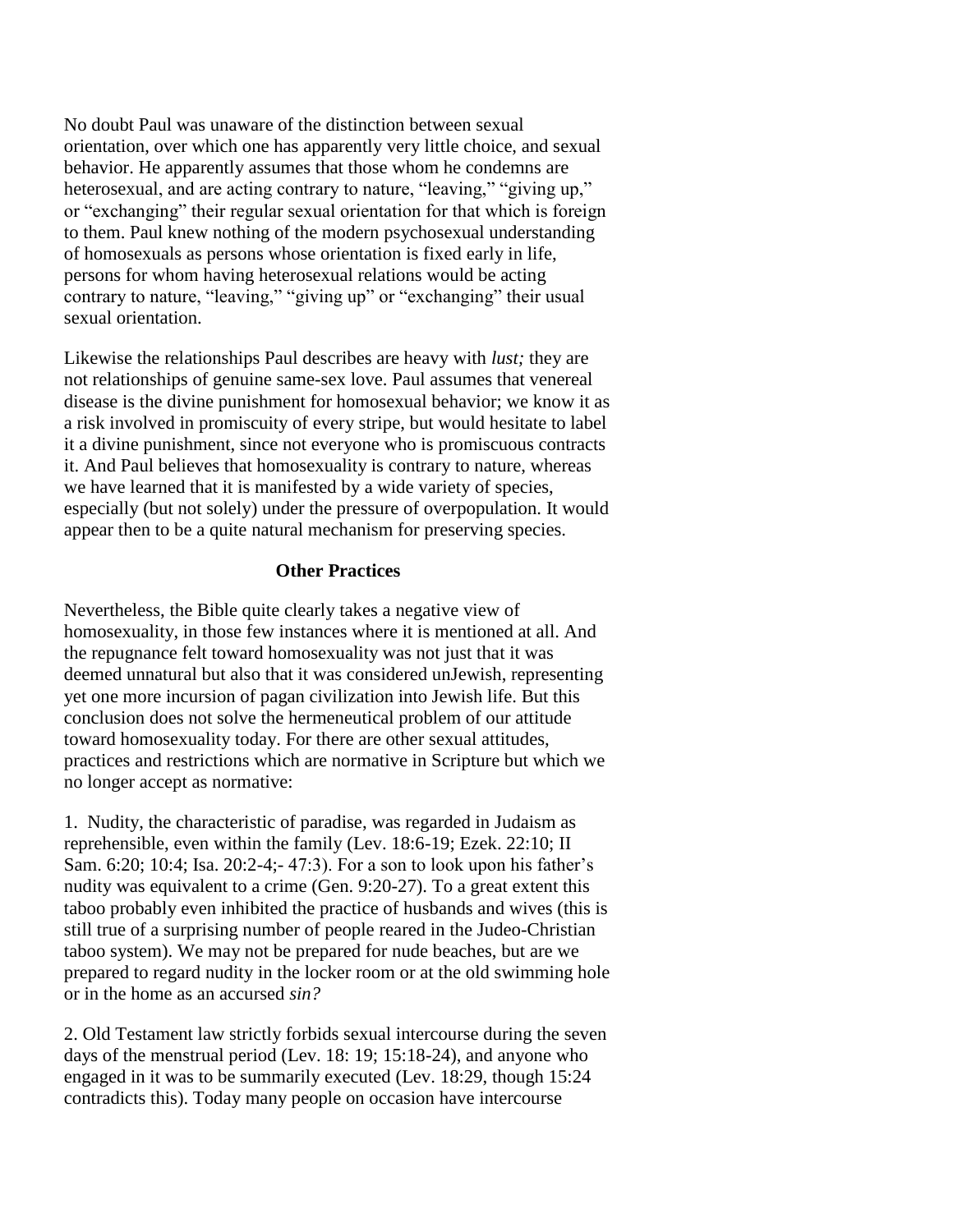No doubt Paul was unaware of the distinction between sexual orientation, over which one has apparently very little choice, and sexual behavior. He apparently assumes that those whom he condemns are heterosexual, and are acting contrary to nature, "leaving," "giving up," or "exchanging" their regular sexual orientation for that which is foreign to them. Paul knew nothing of the modern psychosexual understanding of homosexuals as persons whose orientation is fixed early in life, persons for whom having heterosexual relations would be acting contrary to nature, "leaving," "giving up" or "exchanging" their usual sexual orientation.

Likewise the relationships Paul describes are heavy with *lust;* they are not relationships of genuine same-sex love. Paul assumes that venereal disease is the divine punishment for homosexual behavior; we know it as a risk involved in promiscuity of every stripe, but would hesitate to label it a divine punishment, since not everyone who is promiscuous contracts it. And Paul believes that homosexuality is contrary to nature, whereas we have learned that it is manifested by a wide variety of species, especially (but not solely) under the pressure of overpopulation. It would appear then to be a quite natural mechanism for preserving species.

### Other Practices

Nevertheless, the Bible quite clearly takes a negative view of homosexuality, in those few instances where it is mentioned at all. And the repugnance felt toward homosexuality was not just that it was deemed unnatural but also that it was considered unJewish, representing yet one more incursion of pagan civilization into Jewish life. But this conclusion does not solve the hermeneutical problem of our attitude toward homosexuality today. For there are other sexual attitudes, practices and restrictions which are normative in Scripture but which we no longer accept as normative:

1. Nudity, the characteristic of paradise, was regarded in Judaism as reprehensible, even within the family (Lev. 18:6-19; Ezek. 22:10; II Sam. 6:20; 10:4; Isa. 20:2-4;- 47:3). For a son to look upon his father's nudity was equivalent to a crime (Gen. 9:20-27). To a great extent this taboo probably even inhibited the practice of husbands and wives (this is still true of a surprising number of people reared in the Judeo-Christian taboo system). We may not be prepared for nude beaches, but are we prepared to regard nudity in the locker room or at the old swimming hole or in the home as an accursed *sin?*

2. Old Testament law strictly forbids sexual intercourse during the seven days of the menstrual period (Lev. 18: 19; 15:18-24), and anyone who engaged in it was to be summarily executed (Lev. 18:29, though 15:24 contradicts this). Today many people on occasion have intercourse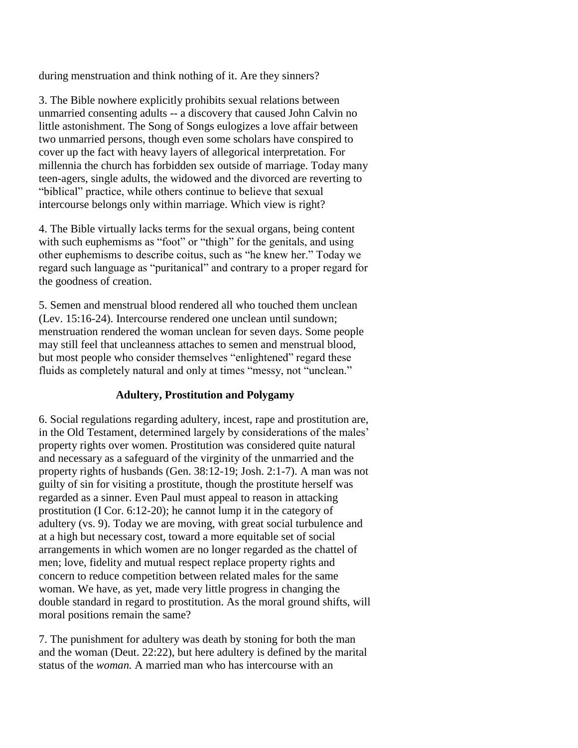during menstruation and think nothing of it. Are they sinners?

3. The Bible nowhere explicitly prohibits sexual relations between unmarried consenting adults -- a discovery that caused John Calvin no little astonishment. The Song of Songs eulogizes a love affair between two unmarried persons, though even some scholars have conspired to cover up the fact with heavy layers of allegorical interpretation. For millennia the church has forbidden sex outside of marriage. Today many teen-agers, single adults, the widowed and the divorced are reverting to "biblical" practice, while others continue to believe that sexual intercourse belongs only within marriage. Which view is right?

4. The Bible virtually lacks terms for the sexual organs, being content with such euphemisms as "foot" or "thigh" for the genitals, and using other euphemisms to describe coitus, such as "he knew her." Today we regard such language as "puritanical" and contrary to a proper regard for the goodness of creation.

5. Semen and menstrual blood rendered all who touched them unclean (Lev. 15:16-24). Intercourse rendered one unclean until sundown; menstruation rendered the woman unclean for seven days. Some people may still feel that uncleanness attaches to semen and menstrual blood, but most people who consider themselves "enlightened" regard these fluids as completely natural and only at times "messy, not "unclean."

### Adultery, Prostitution and Polygamy

6. Social regulations regarding adultery, incest, rape and prostitution are, in the Old Testament, determined largely by considerations of the males' property rights over women. Prostitution was considered quite natural and necessary as a safeguard of the virginity of the unmarried and the property rights of husbands (Gen. 38:12-19; Josh. 2:1-7). A man was not guilty of sin for visiting a prostitute, though the prostitute herself was regarded as a sinner. Even Paul must appeal to reason in attacking prostitution (I Cor. 6:12-20); he cannot lump it in the category of adultery (vs. 9). Today we are moving, with great social turbulence and at a high but necessary cost, toward a more equitable set of social arrangements in which women are no longer regarded as the chattel of men; love, fidelity and mutual respect replace property rights and concern to reduce competition between related males for the same woman. We have, as yet, made very little progress in changing the double standard in regard to prostitution. As the moral ground shifts, will moral positions remain the same?

7. The punishment for adultery was death by stoning for both the man and the woman (Deut. 22:22), but here adultery is defined by the marital status of the *woman.* A married man who has intercourse with an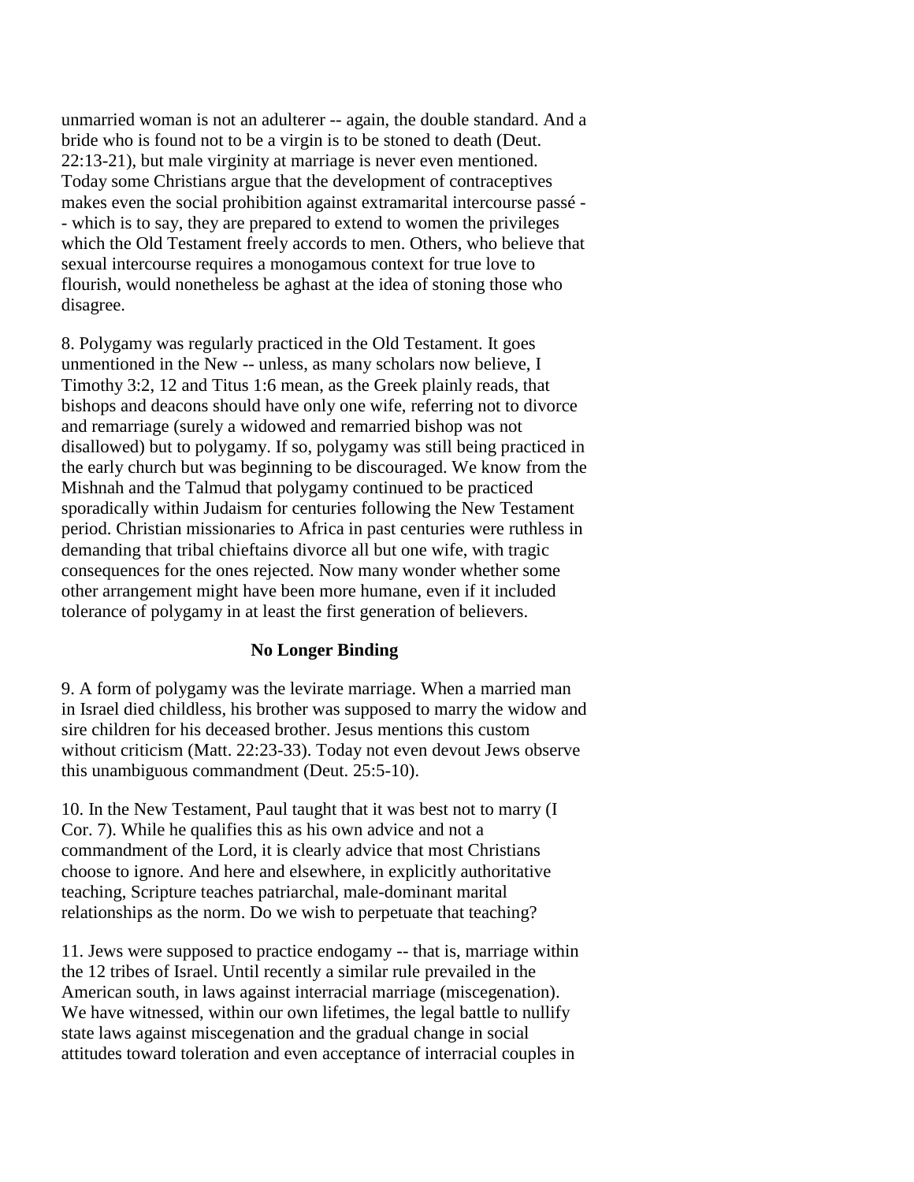unmarried woman is not an adulterer -- again, the double standard. And a bride who is found not to be a virgin is to be stoned to death (Deut. 22:13-21), but male virginity at marriage is never even mentioned. Today some Christians argue that the development of contraceptives makes even the social prohibition against extramarital intercourse passé -- which is to say, they are prepared to extend to women the privileges which the Old Testament freely accords to men. Others, who believe that sexual intercourse requires a monogamous context for true love to flourish, would nonetheless be aghast at the idea of stoning those who disagree.

8. Polygamy was regularly practiced in the Old Testament. It goes unmentioned in the New -- unless, as many scholars now believe, I Timothy 3:2, 12 and Titus 1:6 mean, as the Greek plainly reads, that bishops and deacons should have only one wife, referring not to divorce and remarriage (surely a widowed and remarried bishop was not disallowed) but to polygamy. If so, polygamy was still being practiced in the early church but was beginning to be discouraged. We know from the Mishnah and the Talmud that polygamy continued to be practiced sporadically within Judaism for centuries following the New Testament period. Christian missionaries to Africa in past centuries were ruthless in demanding that tribal chieftains divorce all but one wife, with tragic consequences for the ones rejected. Now many wonder whether some other arrangement might have been more humane, even if it included tolerance of polygamy in at least the first generation of believers.

### No Longer Binding

9. A form of polygamy was the levirate marriage. When a married man in Israel died childless, his brother was supposed to marry the widow and sire children for his deceased brother. Jesus mentions this custom without criticism (Matt. 22:23-33). Today not even devout Jews observe this unambiguous commandment (Deut. 25:5-10).

10. In the New Testament, Paul taught that it was best not to marry (I Cor. 7). While he qualifies this as his own advice and not a commandment of the Lord, it is clearly advice that most Christians choose to ignore. And here and elsewhere, in explicitly authoritative teaching, Scripture teaches patriarchal, male-dominant marital relationships as the norm. Do we wish to perpetuate that teaching?

11. Jews were supposed to practice endogamy -- that is, marriage within the 12 tribes of Israel. Until recently a similar rule prevailed in the American south, in laws against interracial marriage (miscegenation). We have witnessed, within our own lifetimes, the legal battle to nullify state laws against miscegenation and the gradual change in social attitudes toward toleration and even acceptance of interracial couples in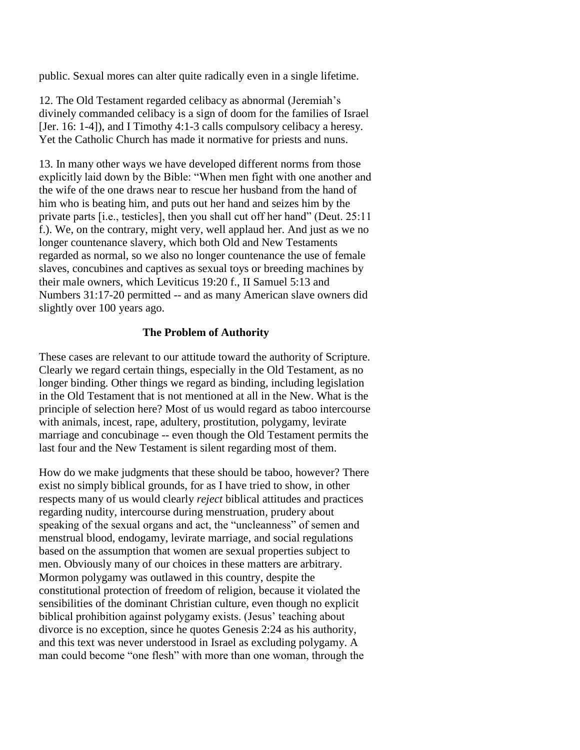public. Sexual mores can alter quite radically even in a single lifetime.

12. The Old Testament regarded celibacy as abnormal (Jeremiah's divinely commanded celibacy is a sign of doom for the families of Israel [Jer. 16: 1-4]), and I Timothy 4:1-3 calls compulsory celibacy a heresy. Yet the Catholic Church has made it normative for priests and nuns.

13. In many other ways we have developed different norms from those explicitly laid down by the Bible: "When men fight with one another and the wife of the one draws near to rescue her husband from the hand of him who is beating him, and puts out her hand and seizes him by the private parts [i.e., testicles], then you shall cut off her hand" (Deut. 25:11 f.). We, on the contrary, might very, well applaud her. And just as we no longer countenance slavery, which both Old and New Testaments regarded as normal, so we also no longer countenance the use of female slaves, concubines and captives as sexual toys or breeding machines by their male owners, which Leviticus 19:20 f., II Samuel 5:13 and Numbers 31:17-20 permitted -- and as many American slave owners did slightly over 100 years ago.

## The Problem of Authority

These cases are relevant to our attitude toward the authority of Scripture. Clearly we regard certain things, especially in the Old Testament, as no longer binding. Other things we regard as binding, including legislation in the Old Testament that is not mentioned at all in the New. What is the principle of selection here? Most of us would regard as taboo intercourse with animals, incest, rape, adultery, prostitution, polygamy, levirate marriage and concubinage -- even though the Old Testament permits the last four and the New Testament is silent regarding most of them.

How do we make judgments that these should be taboo, however? There exist no simply biblical grounds, for as I have tried to show, in other respects many of us would clearly *reject* biblical attitudes and practices regarding nudity, intercourse during menstruation, prudery about speaking of the sexual organs and act, the "uncleanness" of semen and menstrual blood, endogamy, levirate marriage, and social regulations based on the assumption that women are sexual properties subject to men. Obviously many of our choices in these matters are arbitrary. Mormon polygamy was outlawed in this country, despite the constitutional protection of freedom of religion, because it violated the sensibilities of the dominant Christian culture, even though no explicit biblical prohibition against polygamy exists. (Jesus' teaching about divorce is no exception, since he quotes Genesis 2:24 as his authority, and this text was never understood in Israel as excluding polygamy. A man could become "one flesh" with more than one woman, through the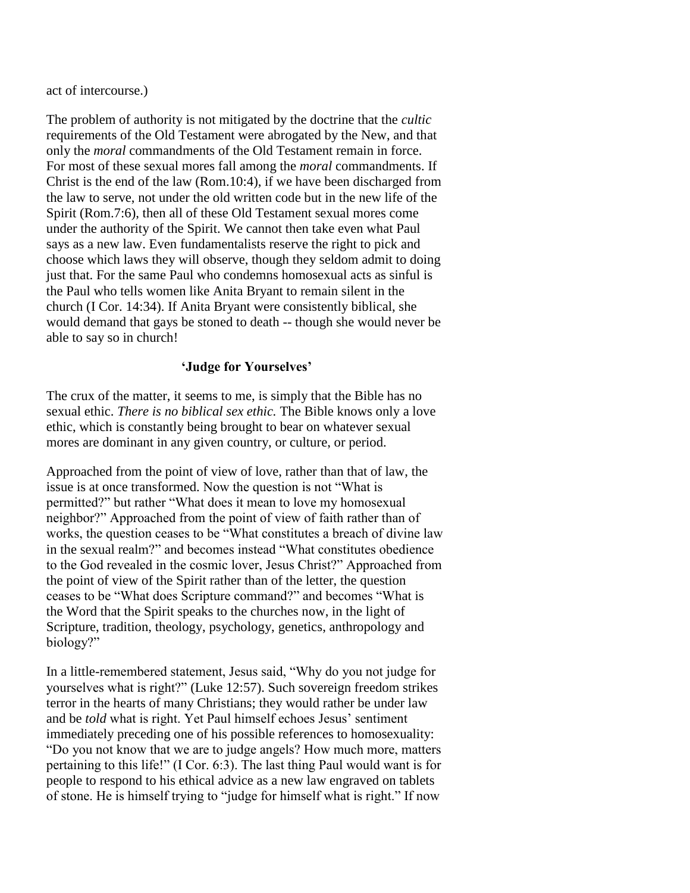act of intercourse.)

The problem of authority is not mitigated by the doctrine that the *cultic* requirements of the Old Testament were abrogated by the New, and that only the *moral* commandments of the Old Testament remain in force. For most of these sexual mores fall among the *moral* commandments. If Christ is the end of the law (Rom.10:4), if we have been discharged from the law to serve, not under the old written code but in the new life of the Spirit (Rom.7:6), then all of these Old Testament sexual mores come under the authority of the Spirit. We cannot then take even what Paul says as a new law. Even fundamentalists reserve the right to pick and choose which laws they will observe, though they seldom admit to doing just that. For the same Paul who condemns homosexual acts as sinful is the Paul who tells women like Anita Bryant to remain silent in the church (I Cor. 14:34). If Anita Bryant were consistently biblical, she would demand that gays be stoned to death -- though she would never be able to say so in church!

## 'Judge for Yourselves'

The crux of the matter, it seems to me, is simply that the Bible has no sexual ethic. *There is no biblical sex ethic.* The Bible knows only a love ethic, which is constantly being brought to bear on whatever sexual mores are dominant in any given country, or culture, or period.

Approached from the point of view of love, rather than that of law, the issue is at once transformed. Now the question is not "What is permitted?" but rather "What does it mean to love my homosexual neighbor?" Approached from the point of view of faith rather than of works, the question ceases to be "What constitutes a breach of divine law in the sexual realm?" and becomes instead "What constitutes obedience to the God revealed in the cosmic lover, Jesus Christ?" Approached from the point of view of the Spirit rather than of the letter, the question ceases to be "What does Scripture command?" and becomes "What is the Word that the Spirit speaks to the churches now, in the light of Scripture, tradition, theology, psychology, genetics, anthropology and biology?"

In a little-remembered statement, Jesus said, "Why do you not judge for yourselves what is right?" (Luke 12:57). Such sovereign freedom strikes terror in the hearts of many Christians; they would rather be under law and be *told* what is right. Yet Paul himself echoes Jesus' sentiment immediately preceding one of his possible references to homosexuality: "Do you not know that we are to judge angels? How much more, matters pertaining to this life!" (I Cor. 6:3). The last thing Paul would want is for people to respond to his ethical advice as a new law engraved on tablets of stone. He is himself trying to "judge for himself what is right." If now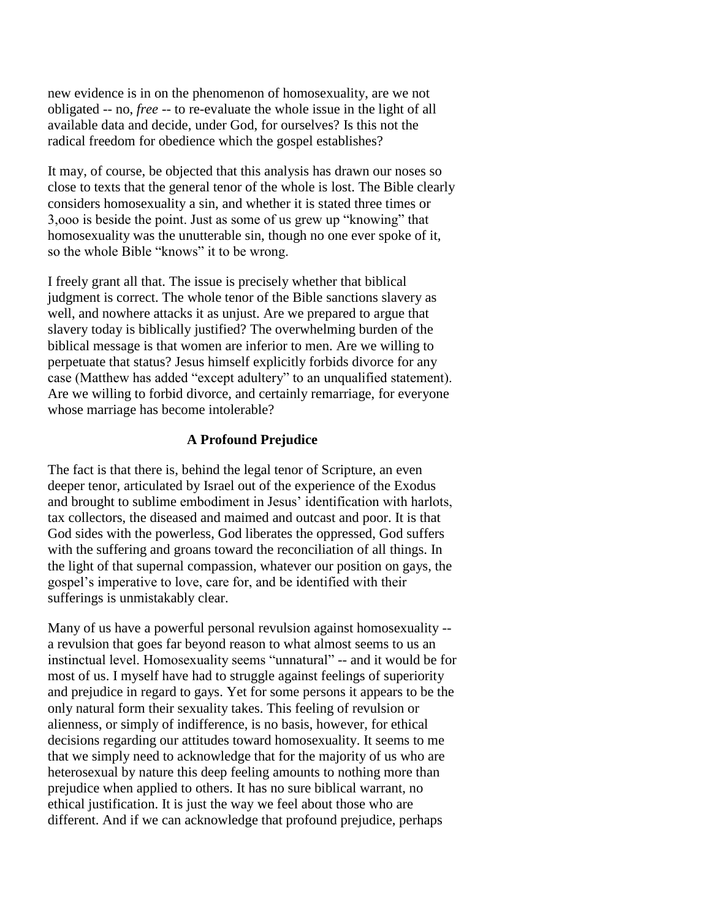new evidence is in on the phenomenon of homosexuality, are we not obligated -- no, *free* -- to re-evaluate the whole issue in the light of all available data and decide, under God, for ourselves? Is this not the radical freedom for obedience which the gospel establishes?

It may, of course, be objected that this analysis has drawn our noses so close to texts that the general tenor of the whole is lost. The Bible clearly considers homosexuality a sin, and whether it is stated three times or 3,ooo is beside the point. Just as some of us grew up "knowing" that homosexuality was the unutterable sin, though no one ever spoke of it, so the whole Bible "knows" it to be wrong.

I freely grant all that. The issue is precisely whether that biblical judgment is correct. The whole tenor of the Bible sanctions slavery as well, and nowhere attacks it as unjust. Are we prepared to argue that slavery today is biblically justified? The overwhelming burden of the biblical message is that women are inferior to men. Are we willing to perpetuate that status? Jesus himself explicitly forbids divorce for any case (Matthew has added "except adultery" to an unqualified statement). Are we willing to forbid divorce, and certainly remarriage, for everyone whose marriage has become intolerable?

## A Profound Prejudice

The fact is that there is, behind the legal tenor of Scripture, an even deeper tenor, articulated by Israel out of the experience of the Exodus and brought to sublime embodiment in Jesus' identification with harlots, tax collectors, the diseased and maimed and outcast and poor. It is that God sides with the powerless, God liberates the oppressed, God suffers with the suffering and groans toward the reconciliation of all things. In the light of that supernal compassion, whatever our position on gays, the gospel's imperative to love, care for, and be identified with their sufferings is unmistakably clear.

Many of us have a powerful personal revulsion against homosexuality -- a revulsion that goes far beyond reason to what almost seems to us an instinctual level. Homosexuality seems "unnatural" -- and it would be for most of us. I myself have had to struggle against feelings of superiority and prejudice in regard to gays. Yet for some persons it appears to be the only natural form their sexuality takes. This feeling of revulsion or alienness, or simply of indifference, is no basis, however, for ethical decisions regarding our attitudes toward homosexuality. It seems to me that we simply need to acknowledge that for the majority of us who are heterosexual by nature this deep feeling amounts to nothing more than prejudice when applied to others. It has no sure biblical warrant, no ethical justification. It is just the way we feel about those who are different. And if we can acknowledge that profound prejudice, perhaps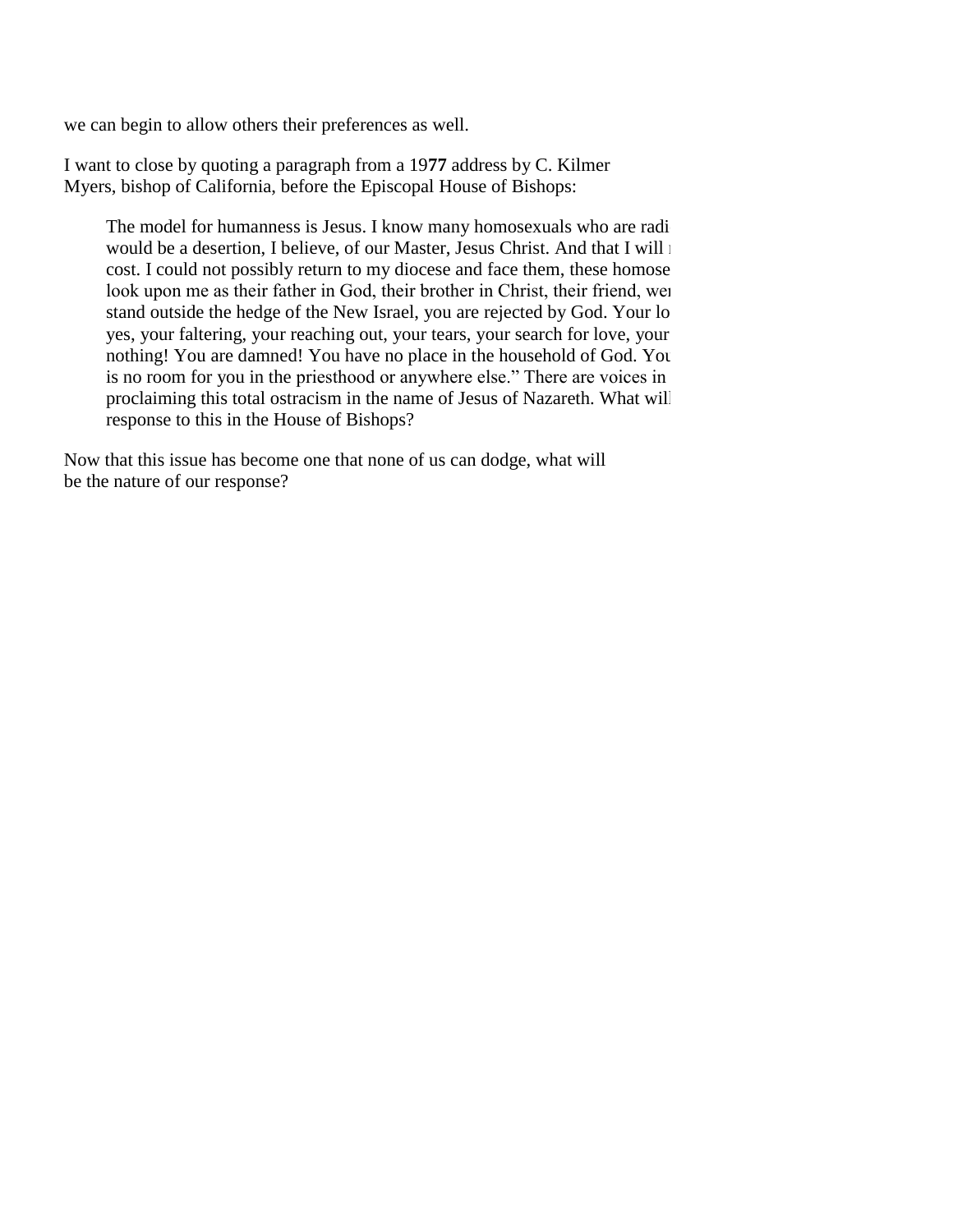we can begin to allow others their preferences as well.

I want to close by quoting a paragraph from a 19**77** address by C. Kilmer Myers, bishop of California, before the Episcopal House of Bishops:

> The model for humanness is Jesus. I know many homosexuals who are radi
> would be a desertion, I believe, of our Master, Jesus Christ. And that I will 
> cost. I could not possibly return to my diocese and face them, these homose
> look upon me as their father in God, their brother in Christ, their friend, wer
> stand outside the hedge of the New Israel, you are rejected by God. Your lo
> yes, your faltering, your reaching out, your tears, your search for love, your
> nothing! You are damned! You have no place in the household of God. You
> is no room for you in the priesthood or anywhere else." There are voices in
> proclaiming this total ostracism in the name of Jesus of Nazareth. What will
> response to this in the House of Bishops?

Now that this issue has become one that none of us can dodge, what will be the nature of our response?